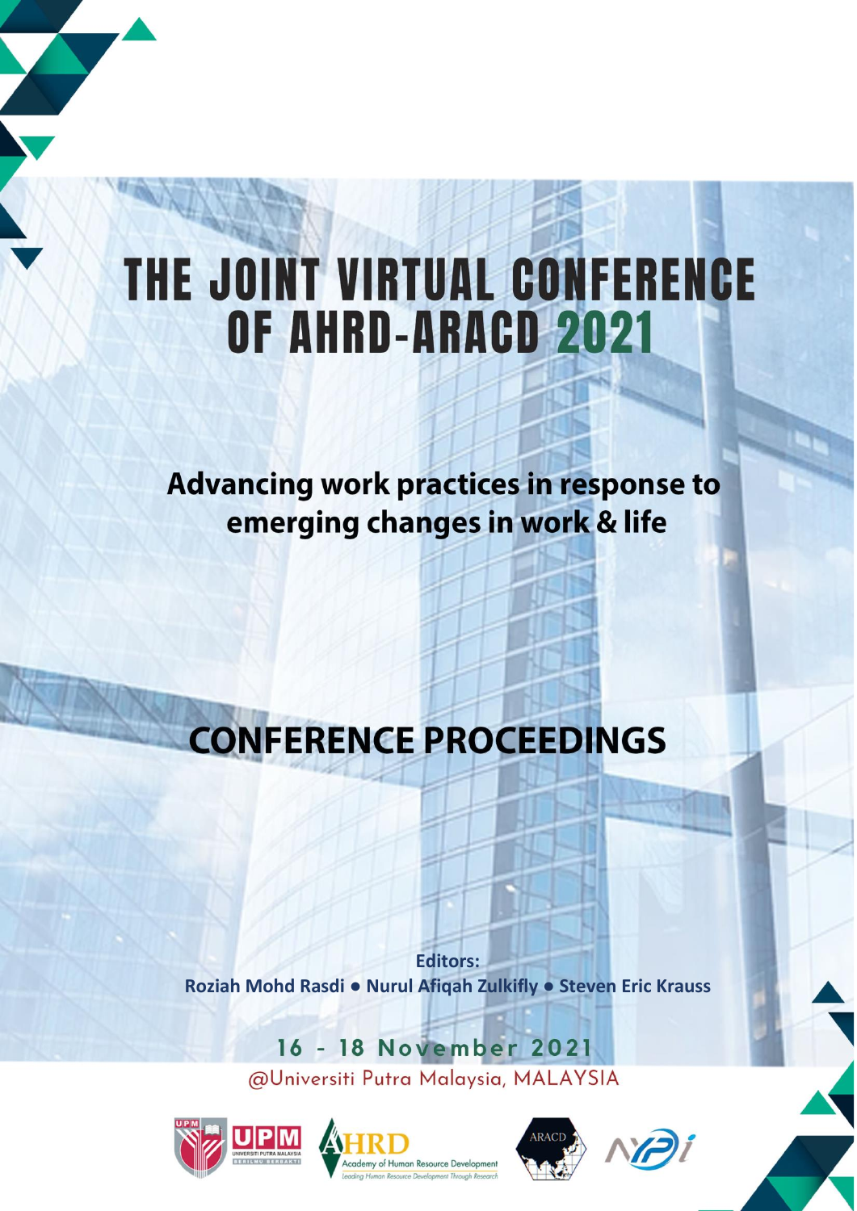# THE JOINT VIRTUAL CONFERENCE OF AHRD-ARACD 2021

## Advancing work practices in response to emerging changes in work & life

## CONFERENCE PROCEEDINGS

**Editors:**
**Roziah Mohd Rasdi ● Nurul Afiqah Zulkifly ● Steven Eric Krauss**

**16 - 18 November 2021**

@Universiti Putra Malaysia, MALAYSIA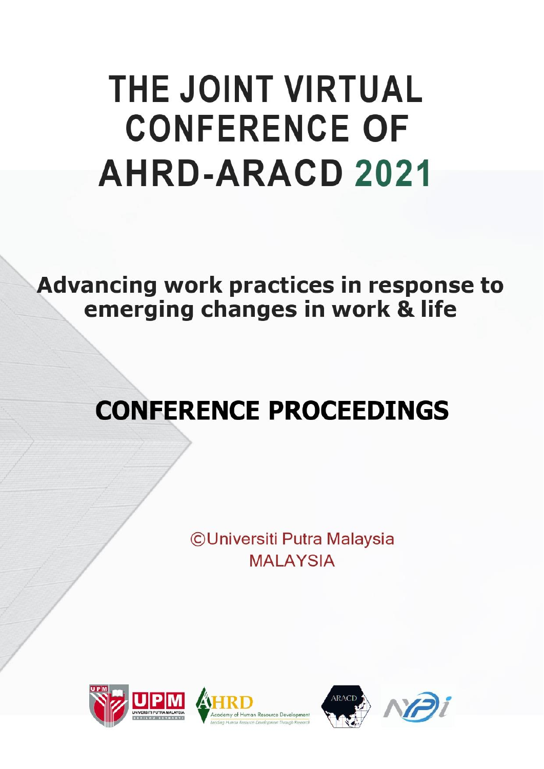# THE JOINT VIRTUAL CONFERENCE OF AHRD-ARACD 2021

## Advancing work practices in response to emerging changes in work & life

## CONFERENCE PROCEEDINGS

©Universiti Putra Malaysia
MALAYSIA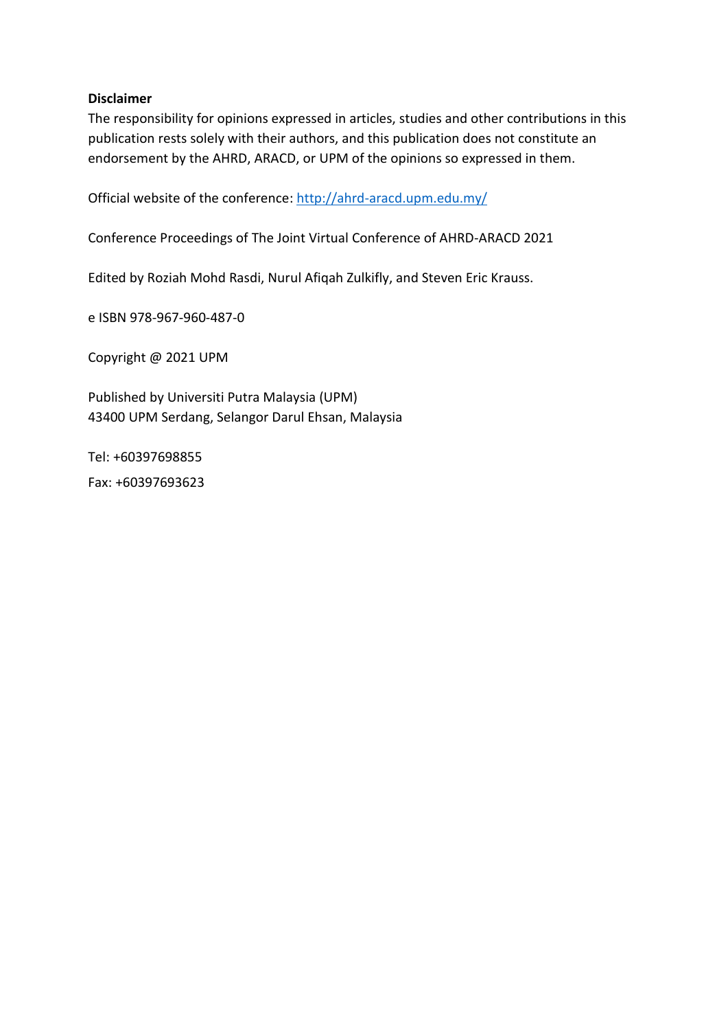**Disclaimer**

The responsibility for opinions expressed in articles, studies and other contributions in this publication rests solely with their authors, and this publication does not constitute an endorsement by the AHRD, ARACD, or UPM of the opinions so expressed in them.

Official website of the conference: [http://ahrd-aracd.upm.edu.my/](http://ahrd-aracd.upm.edu.my/)

Conference Proceedings of The Joint Virtual Conference of AHRD-ARACD 2021

Edited by Roziah Mohd Rasdi, Nurul Afiqah Zulkifly, and Steven Eric Krauss.

e ISBN 978-967-960-487-0

Copyright @ 2021 UPM

Published by Universiti Putra Malaysia (UPM)
43400 UPM Serdang, Selangor Darul Ehsan, Malaysia

Tel: +60397698855

Fax: +60397693623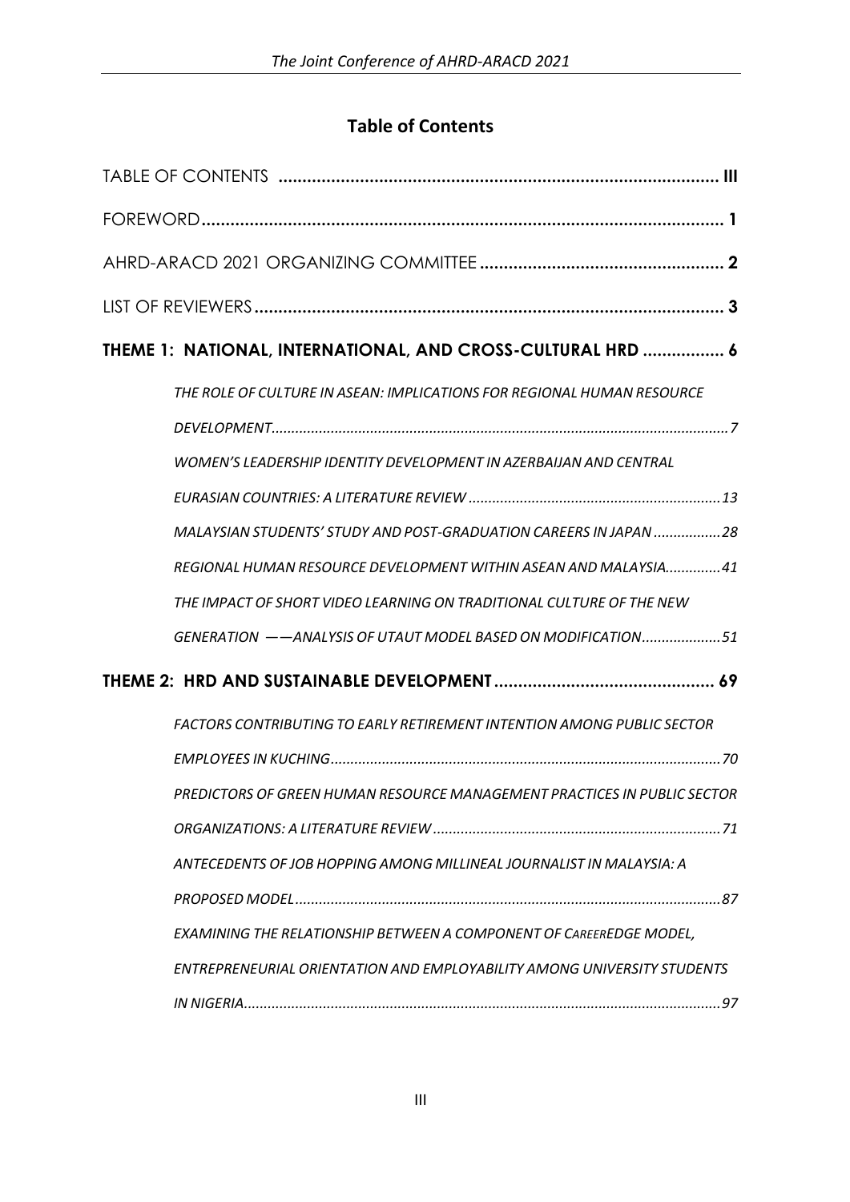## Table of Contents

TABLE OF CONTENTS .......................................................................................... III

FOREWORD........................................................................................................ 1

AHRD-ARACD 2021 ORGANIZING COMMITTEE ................................................... 2

LIST OF REVIEWERS ............................................................................................ 3

**THEME 1: NATIONAL, INTERNATIONAL, AND CROSS-CULTURAL HRD ................. 6**

*THE ROLE OF CULTURE IN ASEAN: IMPLICATIONS FOR REGIONAL HUMAN RESOURCE DEVELOPMENT.................................................................................................................7*

*WOMEN'S LEADERSHIP IDENTITY DEVELOPMENT IN AZERBAIJAN AND CENTRAL EURASIAN COUNTRIES: A LITERATURE REVIEW ...............................................................13*

*MALAYSIAN STUDENTS' STUDY AND POST-GRADUATION CAREERS IN JAPAN .................28*

*REGIONAL HUMAN RESOURCE DEVELOPMENT WITHIN ASEAN AND MALAYSIA..............41*

*THE IMPACT OF SHORT VIDEO LEARNING ON TRADITIONAL CULTURE OF THE NEW GENERATION ——ANALYSIS OF UTAUT MODEL BASED ON MODIFICATION....................51*

**THEME 2: HRD AND SUSTAINABLE DEVELOPMENT .............................................. 69**

*FACTORS CONTRIBUTING TO EARLY RETIREMENT INTENTION AMONG PUBLIC SECTOR EMPLOYEES IN KUCHING..................................................................................................70*

*PREDICTORS OF GREEN HUMAN RESOURCE MANAGEMENT PRACTICES IN PUBLIC SECTOR ORGANIZATIONS: A LITERATURE REVIEW ........................................................................71*

*ANTECEDENTS OF JOB HOPPING AMONG MILLINEAL JOURNALIST IN MALAYSIA: A PROPOSED MODEL..........................................................................................................87*

*EXAMINING THE RELATIONSHIP BETWEEN A COMPONENT OF CAREEREDGE MODEL, ENTREPRENEURIAL ORIENTATION AND EMPLOYABILITY AMONG UNIVERSITY STUDENTS IN NIGERIA.......................................................................................................................97*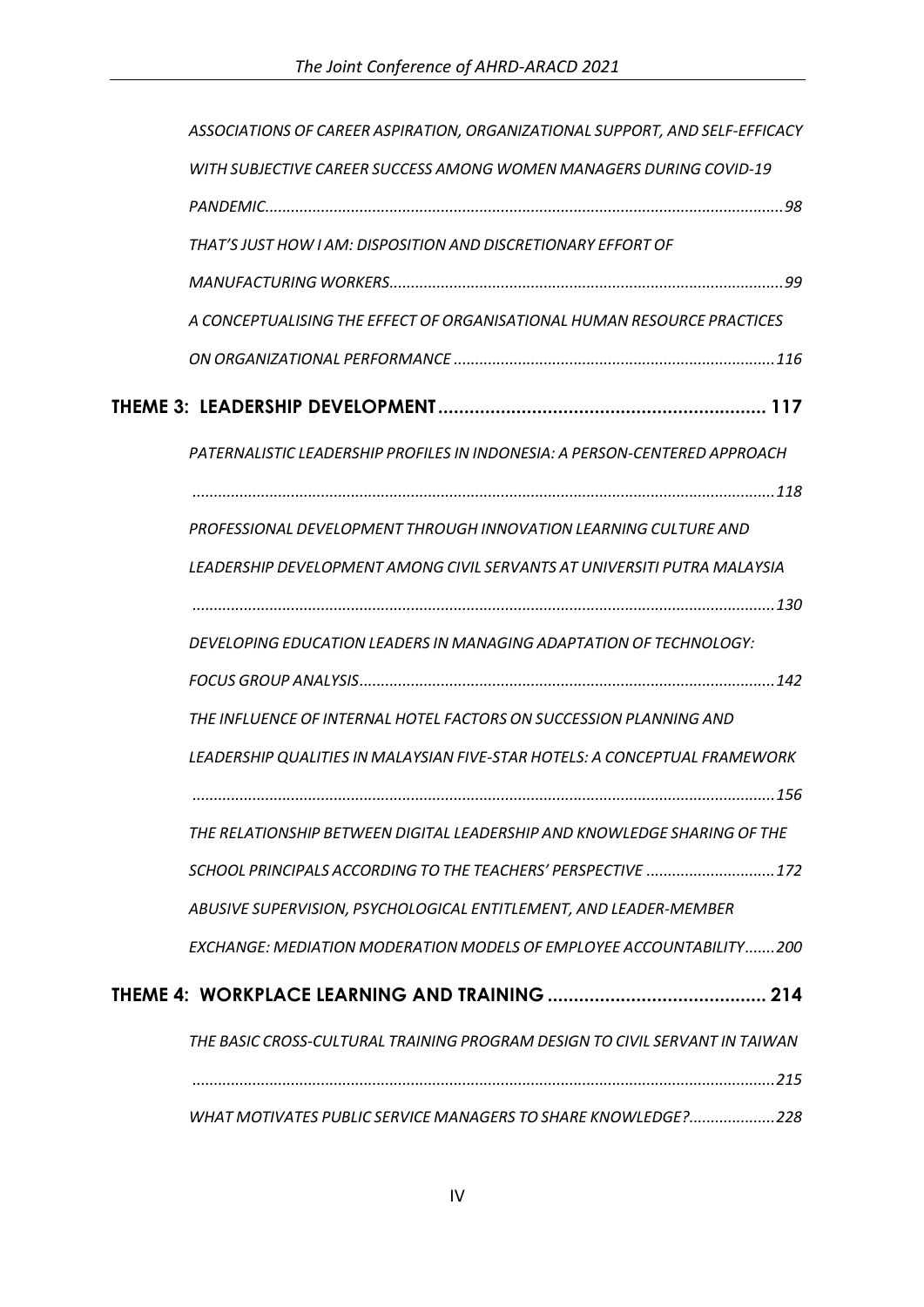*ASSOCIATIONS OF CAREER ASPIRATION, ORGANIZATIONAL SUPPORT, AND SELF-EFFICACY WITH SUBJECTIVE CAREER SUCCESS AMONG WOMEN MANAGERS DURING COVID-19 PANDEMIC......................................................................................................................98*

*THAT'S JUST HOW I AM: DISPOSITION AND DISCRETIONARY EFFORT OF MANUFACTURING WORKERS..........................................................................................99*

*A CONCEPTUALISING THE EFFECT OF ORGANISATIONAL HUMAN RESOURCE PRACTICES ON ORGANIZATIONAL PERFORMANCE ..........................................................................116*

**THEME 3: LEADERSHIP DEVELOPMENT ................................................................ 117**

*PATERNALISTIC LEADERSHIP PROFILES IN INDONESIA: A PERSON-CENTERED APPROACH ......................................................................................................................................118*

*PROFESSIONAL DEVELOPMENT THROUGH INNOVATION LEARNING CULTURE AND LEADERSHIP DEVELOPMENT AMONG CIVIL SERVANTS AT UNIVERSITI PUTRA MALAYSIA ......................................................................................................................................130*

*DEVELOPING EDUCATION LEADERS IN MANAGING ADAPTATION OF TECHNOLOGY: FOCUS GROUP ANALYSIS..............................................................................................142*

*THE INFLUENCE OF INTERNAL HOTEL FACTORS ON SUCCESSION PLANNING AND LEADERSHIP QUALITIES IN MALAYSIAN FIVE-STAR HOTELS: A CONCEPTUAL FRAMEWORK ......................................................................................................................................156*

*THE RELATIONSHIP BETWEEN DIGITAL LEADERSHIP AND KNOWLEDGE SHARING OF THE SCHOOL PRINCIPALS ACCORDING TO THE TEACHERS' PERSPECTIVE .............................172*

*ABUSIVE SUPERVISION, PSYCHOLOGICAL ENTITLEMENT, AND LEADER-MEMBER EXCHANGE: MEDIATION MODERATION MODELS OF EMPLOYEE ACCOUNTABILITY.......200*

**THEME 4: WORKPLACE LEARNING AND TRAINING .......................................... 214**

*THE BASIC CROSS-CULTURAL TRAINING PROGRAM DESIGN TO CIVIL SERVANT IN TAIWAN ......................................................................................................................................215*

*WHAT MOTIVATES PUBLIC SERVICE MANAGERS TO SHARE KNOWLEDGE?...................228*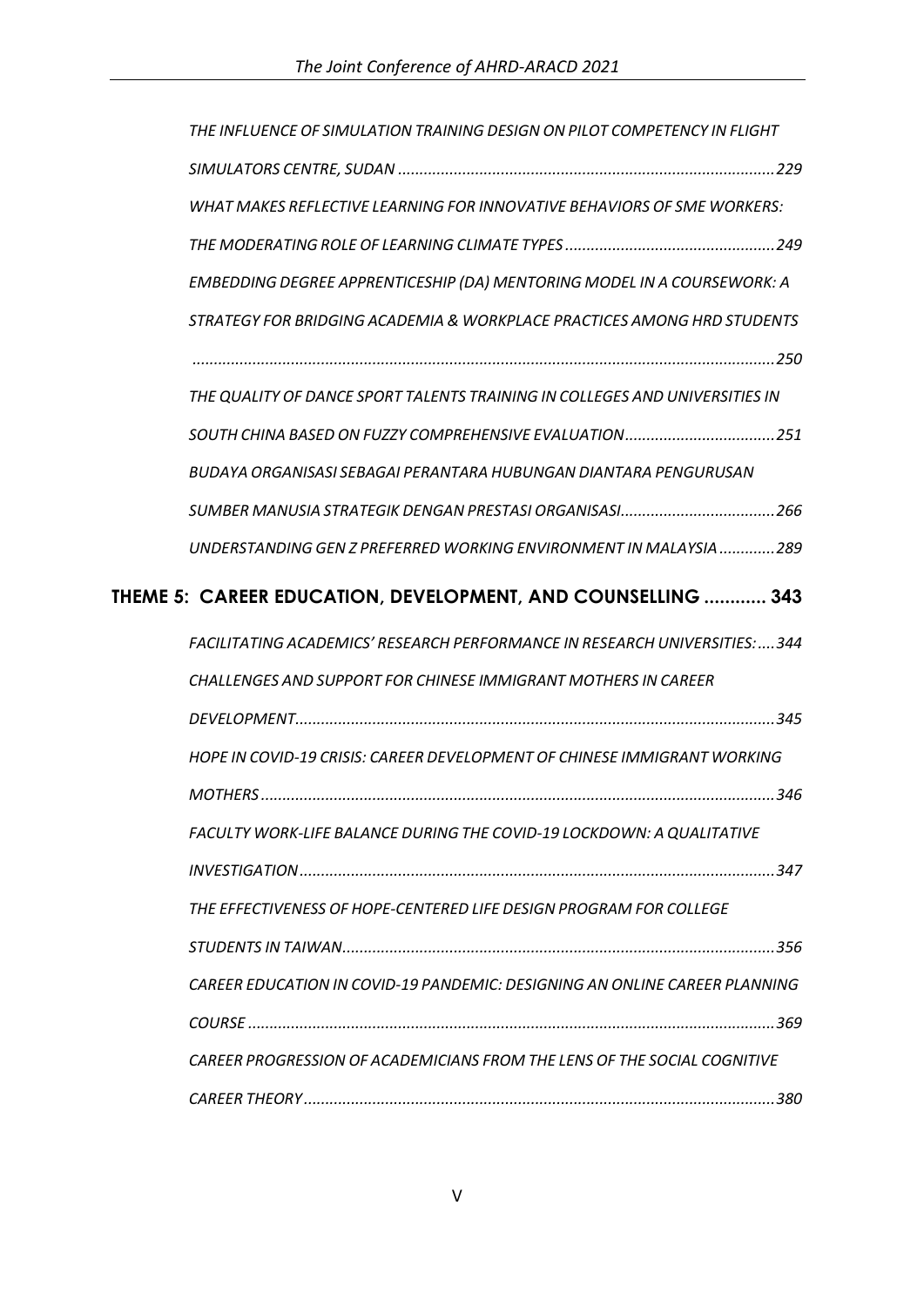*THE INFLUENCE OF SIMULATION TRAINING DESIGN ON PILOT COMPETENCY IN FLIGHT SIMULATORS CENTRE, SUDAN ....................................................................................... 229*

*WHAT MAKES REFLECTIVE LEARNING FOR INNOVATIVE BEHAVIORS OF SME WORKERS: THE MODERATING ROLE OF LEARNING CLIMATE TYPES ................................................. 249*

*EMBEDDING DEGREE APPRENTICESHIP (DA) MENTORING MODEL IN A COURSEWORK: A STRATEGY FOR BRIDGING ACADEMIA & WORKPLACE PRACTICES AMONG HRD STUDENTS ...................................................................................................................... 250*

*THE QUALITY OF DANCE SPORT TALENTS TRAINING IN COLLEGES AND UNIVERSITIES IN SOUTH CHINA BASED ON FUZZY COMPREHENSIVE EVALUATION ................................... 251*

*BUDAYA ORGANISASI SEBAGAI PERANTARA HUBUNGAN DIANTARA PENGURUSAN SUMBER MANUSIA STRATEGIK DENGAN PRESTASI ORGANISASI.................................... 266*

*UNDERSTANDING GEN Z PREFERRED WORKING ENVIRONMENT IN MALAYSIA ............. 289*

## THEME 5: CAREER EDUCATION, DEVELOPMENT, AND COUNSELLING ............ 343

*FACILITATING ACADEMICS' RESEARCH PERFORMANCE IN RESEARCH UNIVERSITIES: .... 344*

*CHALLENGES AND SUPPORT FOR CHINESE IMMIGRANT MOTHERS IN CAREER DEVELOPMENT.............................................................................................................. 345*

*HOPE IN COVID-19 CRISIS: CAREER DEVELOPMENT OF CHINESE IMMIGRANT WORKING MOTHERS ....................................................................................................................... 346*

*FACULTY WORK-LIFE BALANCE DURING THE COVID-19 LOCKDOWN: A QUALITATIVE INVESTIGATION .............................................................................................................. 347*

*THE EFFECTIVENESS OF HOPE-CENTERED LIFE DESIGN PROGRAM FOR COLLEGE STUDENTS IN TAIWAN.................................................................................................... 356*

*CAREER EDUCATION IN COVID-19 PANDEMIC: DESIGNING AN ONLINE CAREER PLANNING COURSE ......................................................................................................................... 369*

*CAREER PROGRESSION OF ACADEMICIANS FROM THE LENS OF THE SOCIAL COGNITIVE CAREER THEORY ............................................................................................................ 380*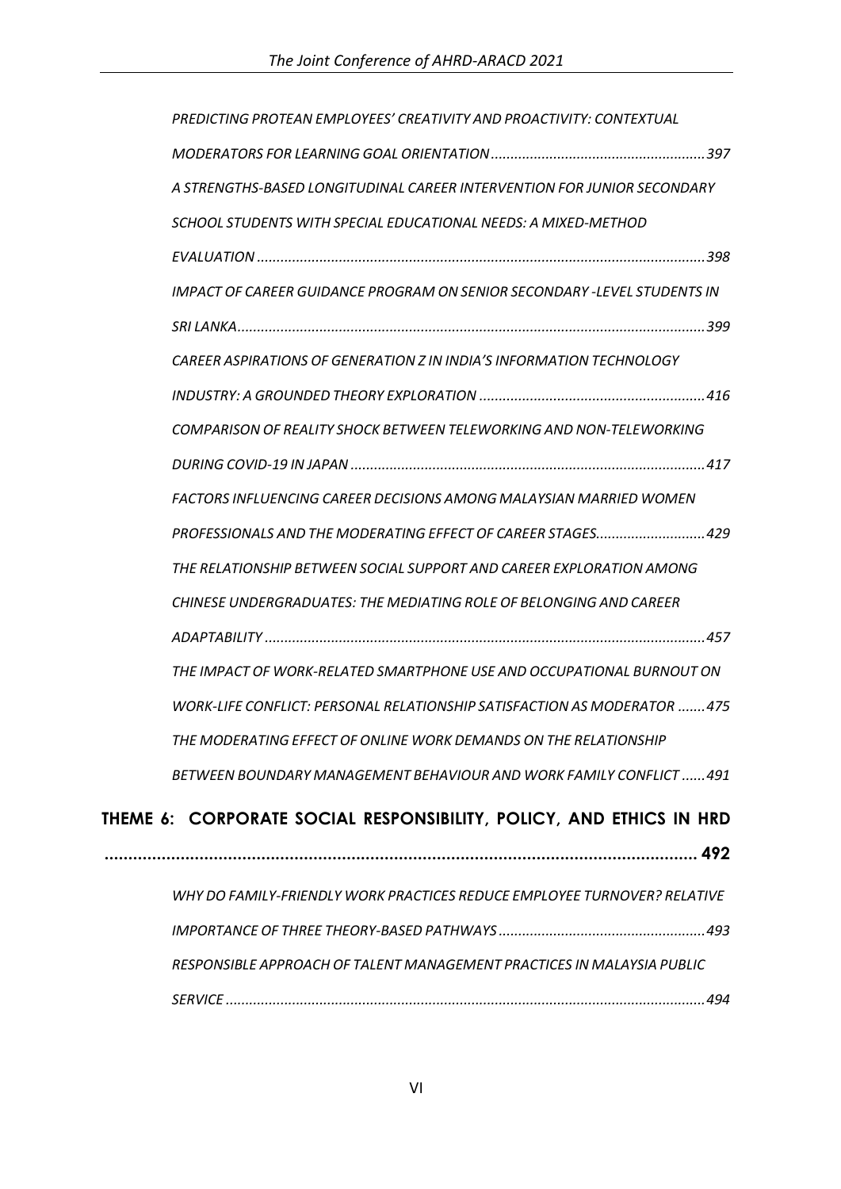*PREDICTING PROTEAN EMPLOYEES' CREATIVITY AND PROACTIVITY: CONTEXTUAL MODERATORS FOR LEARNING GOAL ORIENTATION ...................................................... 397*

*A STRENGTHS-BASED LONGITUDINAL CAREER INTERVENTION FOR JUNIOR SECONDARY SCHOOL STUDENTS WITH SPECIAL EDUCATIONAL NEEDS: A MIXED-METHOD EVALUATION ................................................................................................................ 398*

*IMPACT OF CAREER GUIDANCE PROGRAM ON SENIOR SECONDARY -LEVEL STUDENTS IN SRI LANKA ...................................................................................................................... 399*

*CAREER ASPIRATIONS OF GENERATION Z IN INDIA'S INFORMATION TECHNOLOGY INDUSTRY: A GROUNDED THEORY EXPLORATION .......................................................... 416*

*COMPARISON OF REALITY SHOCK BETWEEN TELEWORKING AND NON-TELEWORKING DURING COVID-19 IN JAPAN .......................................................................................... 417*

*FACTORS INFLUENCING CAREER DECISIONS AMONG MALAYSIAN MARRIED WOMEN PROFESSIONALS AND THE MODERATING EFFECT OF CAREER STAGES............................ 429*

*THE RELATIONSHIP BETWEEN SOCIAL SUPPORT AND CAREER EXPLORATION AMONG CHINESE UNDERGRADUATES: THE MEDIATING ROLE OF BELONGING AND CAREER ADAPTABILITY ............................................................................................................... 457*

*THE IMPACT OF WORK-RELATED SMARTPHONE USE AND OCCUPATIONAL BURNOUT ON WORK-LIFE CONFLICT: PERSONAL RELATIONSHIP SATISFACTION AS MODERATOR ....... 475*

*THE MODERATING EFFECT OF ONLINE WORK DEMANDS ON THE RELATIONSHIP BETWEEN BOUNDARY MANAGEMENT BEHAVIOUR AND WORK FAMILY CONFLICT ...... 491*

## THEME 6: CORPORATE SOCIAL RESPONSIBILITY, POLICY, AND ETHICS IN HRD ............................................................................................................................. 492

*WHY DO FAMILY-FRIENDLY WORK PRACTICES REDUCE EMPLOYEE TURNOVER? RELATIVE IMPORTANCE OF THREE THEORY-BASED PATHWAYS .................................................... 493*

*RESPONSIBLE APPROACH OF TALENT MANAGEMENT PRACTICES IN MALAYSIA PUBLIC SERVICE ........................................................................................................................ 494*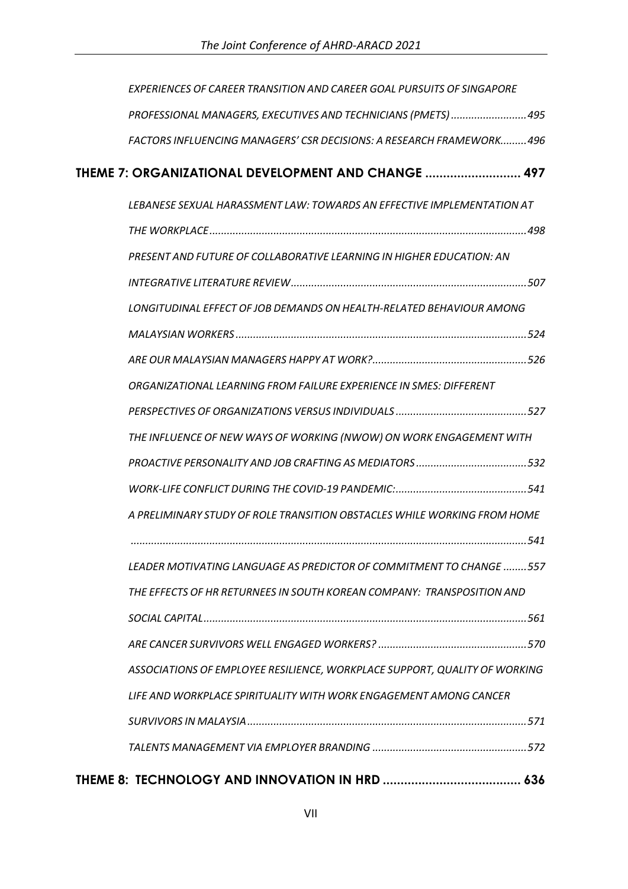*EXPERIENCES OF CAREER TRANSITION AND CAREER GOAL PURSUITS OF SINGAPORE PROFESSIONAL MANAGERS, EXECUTIVES AND TECHNICIANS (PMETS)* .......................... 495

*FACTORS INFLUENCING MANAGERS' CSR DECISIONS: A RESEARCH FRAMEWORK* ......... 496

**THEME 7: ORGANIZATIONAL DEVELOPMENT AND CHANGE** ........................... **497**

*LEBANESE SEXUAL HARASSMENT LAW: TOWARDS AN EFFECTIVE IMPLEMENTATION AT THE WORKPLACE* .......................................................................................................... 498

*PRESENT AND FUTURE OF COLLABORATIVE LEARNING IN HIGHER EDUCATION: AN INTEGRATIVE LITERATURE REVIEW* ................................................................................ 507

*LONGITUDINAL EFFECT OF JOB DEMANDS ON HEALTH-RELATED BEHAVIOUR AMONG MALAYSIAN WORKERS* .................................................................................................. 524

*ARE OUR MALAYSIAN MANAGERS HAPPY AT WORK?* ..................................................... 526

*ORGANIZATIONAL LEARNING FROM FAILURE EXPERIENCE IN SMES: DIFFERENT PERSPECTIVES OF ORGANIZATIONS VERSUS INDIVIDUALS* ............................................. 527

*THE INFLUENCE OF NEW WAYS OF WORKING (NWOW) ON WORK ENGAGEMENT WITH PROACTIVE PERSONALITY AND JOB CRAFTING AS MEDIATORS* ...................................... 532

*WORK-LIFE CONFLICT DURING THE COVID-19 PANDEMIC:* ............................................. 541

*A PRELIMINARY STUDY OF ROLE TRANSITION OBSTACLES WHILE WORKING FROM HOME* ...................................................................................................................................... 541

*LEADER MOTIVATING LANGUAGE AS PREDICTOR OF COMMITMENT TO CHANGE* ........ 557

*THE EFFECTS OF HR RETURNEES IN SOUTH KOREAN COMPANY: TRANSPOSITION AND SOCIAL CAPITAL* ............................................................................................................. 561

*ARE CANCER SURVIVORS WELL ENGAGED WORKERS?* ................................................... 570

*ASSOCIATIONS OF EMPLOYEE RESILIENCE, WORKPLACE SUPPORT, QUALITY OF WORKING LIFE AND WORKPLACE SPIRITUALITY WITH WORK ENGAGEMENT AMONG CANCER SURVIVORS IN MALAYSIA* ............................................................................................... 571

*TALENTS MANAGEMENT VIA EMPLOYER BRANDING* ..................................................... 572

**THEME 8: TECHNOLOGY AND INNOVATION IN HRD** ....................................... **636**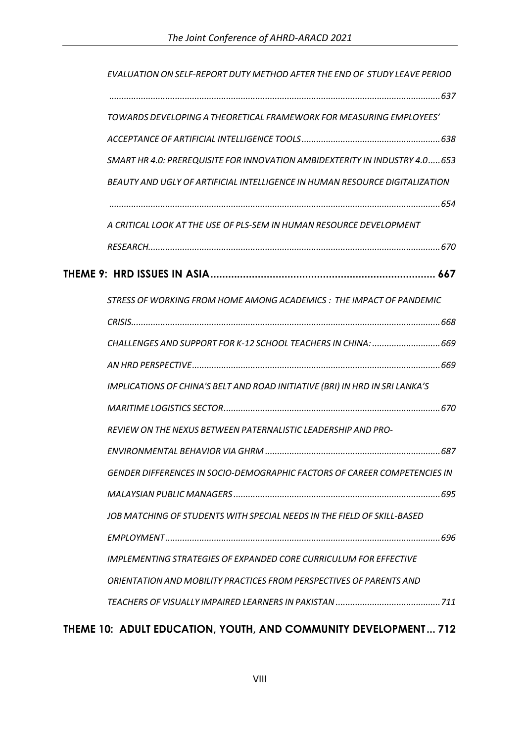*EVALUATION ON SELF-REPORT DUTY METHOD AFTER THE END OF STUDY LEAVE PERIOD ...................................................................................................................................637*

*TOWARDS DEVELOPING A THEORETICAL FRAMEWORK FOR MEASURING EMPLOYEES' ACCEPTANCE OF ARTIFICIAL INTELLIGENCE TOOLS.........................................................638*

*SMART HR 4.0: PREREQUISITE FOR INNOVATION AMBIDEXTERITY IN INDUSTRY 4.0.....653*

*BEAUTY AND UGLY OF ARTIFICIAL INTELLIGENCE IN HUMAN RESOURCE DIGITALIZATION ...................................................................................................................................654*

*A CRITICAL LOOK AT THE USE OF PLS-SEM IN HUMAN RESOURCE DEVELOPMENT RESEARCH.......................................................................................................................670*

**THEME 9: HRD ISSUES IN ASIA............................................................................ 667**

*STRESS OF WORKING FROM HOME AMONG ACADEMICS : THE IMPACT OF PANDEMIC CRISIS.............................................................................................................................668*

*CHALLENGES AND SUPPORT FOR K-12 SCHOOL TEACHERS IN CHINA: ............................669*

*AN HRD PERSPECTIVE.....................................................................................................669*

*IMPLICATIONS OF CHINA'S BELT AND ROAD INITIATIVE (BRI) IN HRD IN SRI LANKA'S MARITIME LOGISTICS SECTOR........................................................................................670*

*REVIEW ON THE NEXUS BETWEEN PATERNALISTIC LEADERSHIP AND PRO-ENVIRONMENTAL BEHAVIOR VIA GHRM .......................................................................687*

*GENDER DIFFERENCES IN SOCIO-DEMOGRAPHIC FACTORS OF CAREER COMPETENCIES IN MALAYSIAN PUBLIC MANAGERS....................................................................................695*

*JOB MATCHING OF STUDENTS WITH SPECIAL NEEDS IN THE FIELD OF SKILL-BASED EMPLOYMENT................................................................................................................696*

*IMPLEMENTING STRATEGIES OF EXPANDED CORE CURRICULUM FOR EFFECTIVE ORIENTATION AND MOBILITY PRACTICES FROM PERSPECTIVES OF PARENTS AND TEACHERS OF VISUALLY IMPAIRED LEARNERS IN PAKISTAN ...........................................711*

**THEME 10: ADULT EDUCATION, YOUTH, AND COMMUNITY DEVELOPMENT... 712**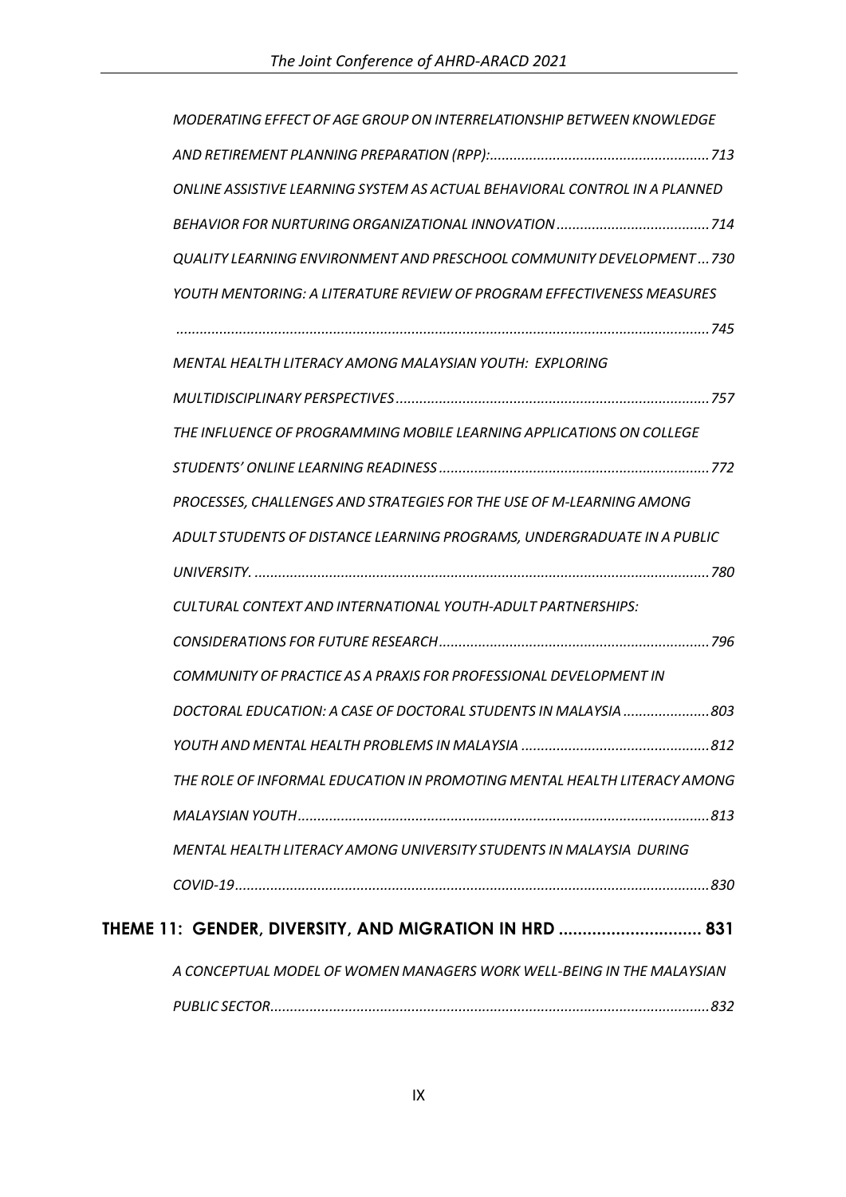*MODERATING EFFECT OF AGE GROUP ON INTERRELATIONSHIP BETWEEN KNOWLEDGE AND RETIREMENT PLANNING PREPARATION (RPP):........................................................713*

*ONLINE ASSISTIVE LEARNING SYSTEM AS ACTUAL BEHAVIORAL CONTROL IN A PLANNED BEHAVIOR FOR NURTURING ORGANIZATIONAL INNOVATION.......................................714*

*QUALITY LEARNING ENVIRONMENT AND PRESCHOOL COMMUNITY DEVELOPMENT...730*

*YOUTH MENTORING: A LITERATURE REVIEW OF PROGRAM EFFECTIVENESS MEASURES .......................................................................................................................................745*

*MENTAL HEALTH LITERACY AMONG MALAYSIAN YOUTH: EXPLORING MULTIDISCIPLINARY PERSPECTIVES...............................................................................757*

*THE INFLUENCE OF PROGRAMMING MOBILE LEARNING APPLICATIONS ON COLLEGE STUDENTS' ONLINE LEARNING READINESS....................................................................772*

*PROCESSES, CHALLENGES AND STRATEGIES FOR THE USE OF M-LEARNING AMONG ADULT STUDENTS OF DISTANCE LEARNING PROGRAMS, UNDERGRADUATE IN A PUBLIC UNIVERSITY. ..................................................................................................................780*

*CULTURAL CONTEXT AND INTERNATIONAL YOUTH-ADULT PARTNERSHIPS: CONSIDERATIONS FOR FUTURE RESEARCH.....................................................................796*

*COMMUNITY OF PRACTICE AS A PRAXIS FOR PROFESSIONAL DEVELOPMENT IN DOCTORAL EDUCATION: A CASE OF DOCTORAL STUDENTS IN MALAYSIA ......................803*

*YOUTH AND MENTAL HEALTH PROBLEMS IN MALAYSIA ................................................812*

*THE ROLE OF INFORMAL EDUCATION IN PROMOTING MENTAL HEALTH LITERACY AMONG MALAYSIAN YOUTH........................................................................................................813*

*MENTAL HEALTH LITERACY AMONG UNIVERSITY STUDENTS IN MALAYSIA DURING COVID-19........................................................................................................................830*

**THEME 11: GENDER, DIVERSITY, AND MIGRATION IN HRD .............................. 831**

*A CONCEPTUAL MODEL OF WOMEN MANAGERS WORK WELL-BEING IN THE MALAYSIAN PUBLIC SECTOR..............................................................................................................832*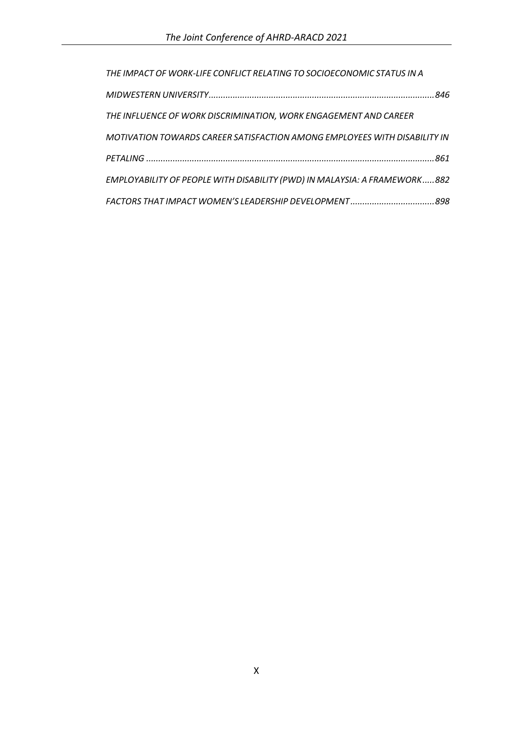*THE IMPACT OF WORK-LIFE CONFLICT RELATING TO SOCIOECONOMIC STATUS IN A MIDWESTERN UNIVERSITY*............................................................................................846

*THE INFLUENCE OF WORK DISCRIMINATION, WORK ENGAGEMENT AND CAREER MOTIVATION TOWARDS CAREER SATISFACTION AMONG EMPLOYEES WITH DISABILITY IN PETALING*......................................................................................................................861

*EMPLOYABILITY OF PEOPLE WITH DISABILITY (PWD) IN MALAYSIA: A FRAMEWORK*.....882

*FACTORS THAT IMPACT WOMEN'S LEADERSHIP DEVELOPMENT*..................................898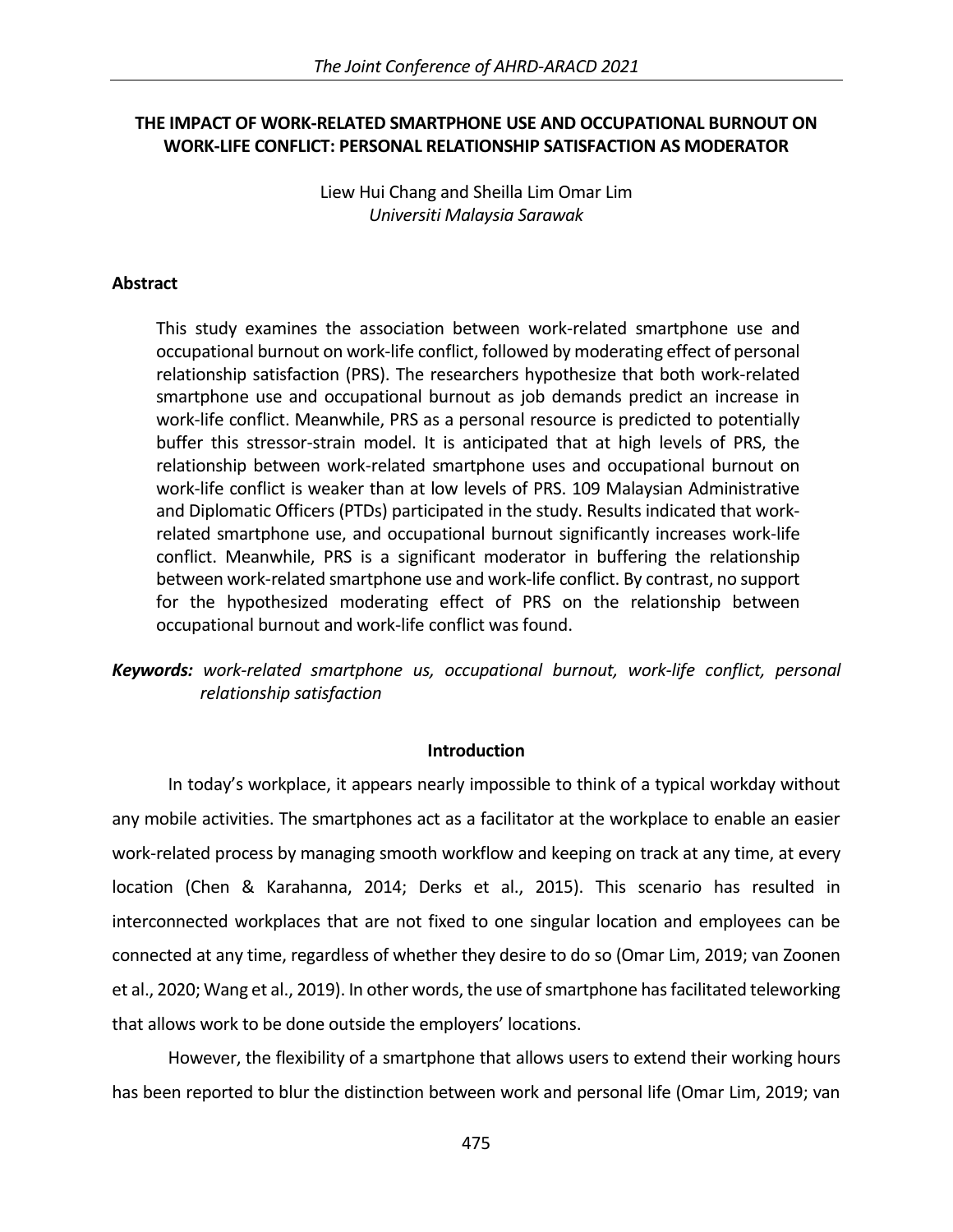# THE IMPACT OF WORK-RELATED SMARTPHONE USE AND OCCUPATIONAL BURNOUT ON WORK-LIFE CONFLICT: PERSONAL RELATIONSHIP SATISFACTION AS MODERATOR

Liew Hui Chang and Sheilla Lim Omar Lim
*Universiti Malaysia Sarawak*

## Abstract

This study examines the association between work-related smartphone use and occupational burnout on work-life conflict, followed by moderating effect of personal relationship satisfaction (PRS). The researchers hypothesize that both work-related smartphone use and occupational burnout as job demands predict an increase in work-life conflict. Meanwhile, PRS as a personal resource is predicted to potentially buffer this stressor-strain model. It is anticipated that at high levels of PRS, the relationship between work-related smartphone uses and occupational burnout on work-life conflict is weaker than at low levels of PRS. 109 Malaysian Administrative and Diplomatic Officers (PTDs) participated in the study. Results indicated that work-related smartphone use, and occupational burnout significantly increases work-life conflict. Meanwhile, PRS is a significant moderator in buffering the relationship between work-related smartphone use and work-life conflict. By contrast, no support for the hypothesized moderating effect of PRS on the relationship between occupational burnout and work-life conflict was found.

***Keywords:** work-related smartphone us, occupational burnout, work-life conflict, personal relationship satisfaction*

## Introduction

In today's workplace, it appears nearly impossible to think of a typical workday without any mobile activities. The smartphones act as a facilitator at the workplace to enable an easier work-related process by managing smooth workflow and keeping on track at any time, at every location (Chen & Karahanna, 2014; Derks et al., 2015). This scenario has resulted in interconnected workplaces that are not fixed to one singular location and employees can be connected at any time, regardless of whether they desire to do so (Omar Lim, 2019; van Zoonen et al., 2020; Wang et al., 2019). In other words, the use of smartphone has facilitated teleworking that allows work to be done outside the employers' locations.

However, the flexibility of a smartphone that allows users to extend their working hours has been reported to blur the distinction between work and personal life (Omar Lim, 2019; van